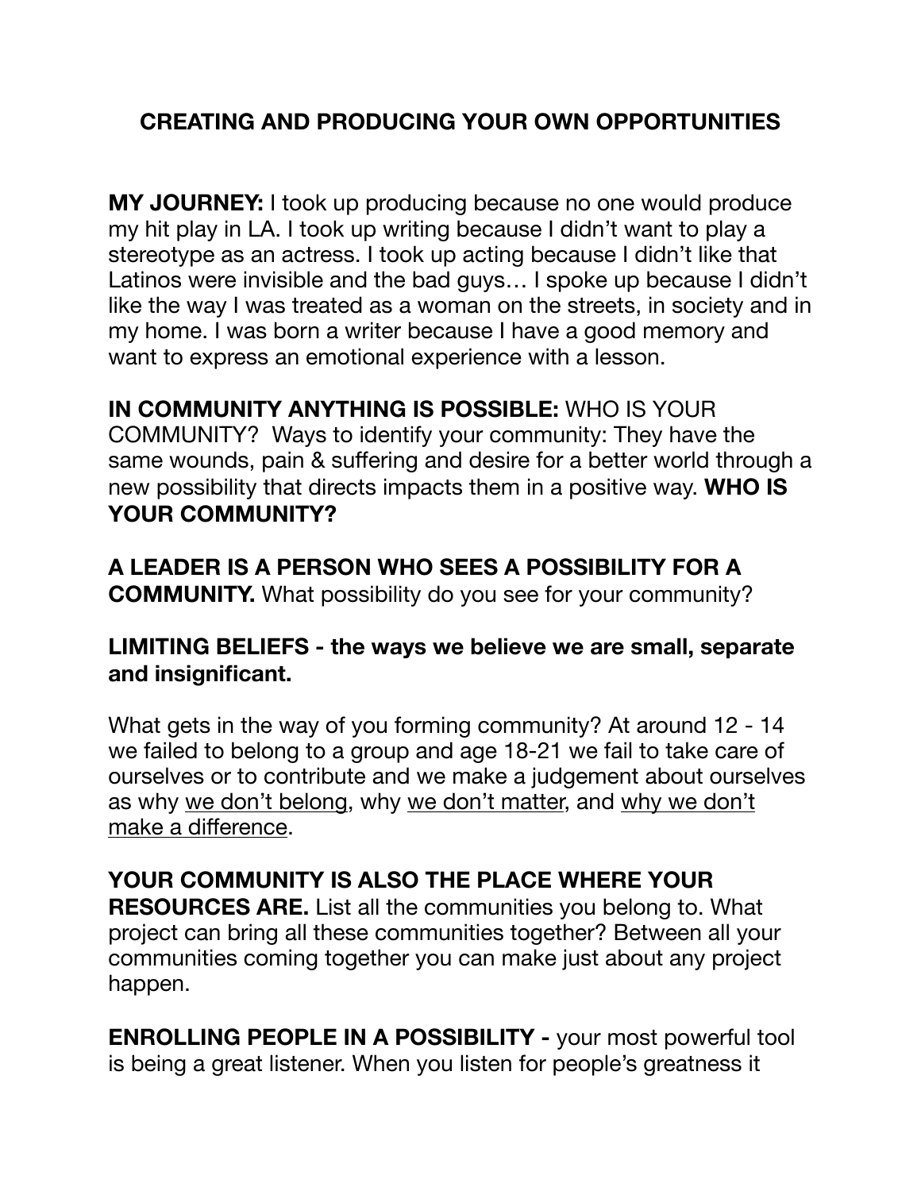# CREATING AND PRODUCING YOUR OWN OPPORTUNITIES

**MY JOURNEY:** I took up producing because no one would produce my hit play in LA. I took up writing because I didn't want to play a stereotype as an actress. I took up acting because I didn't like that Latinos were invisible and the bad guys… I spoke up because I didn't like the way I was treated as a woman on the streets, in society and in my home. I was born a writer because I have a good memory and want to express an emotional experience with a lesson.

**IN COMMUNITY ANYTHING IS POSSIBLE:** WHO IS YOUR COMMUNITY? Ways to identify your community: They have the same wounds, pain & suffering and desire for a better world through a new possibility that directs impacts them in a positive way. **WHO IS YOUR COMMUNITY?**

**A LEADER IS A PERSON WHO SEES A POSSIBILITY FOR A COMMUNITY.** What possibility do you see for your community?

**LIMITING BELIEFS - the ways we believe we are small, separate and insignificant.**

What gets in the way of you forming community? At around 12 - 14 we failed to belong to a group and age 18-21 we fail to take care of ourselves or to contribute and we make a judgement about ourselves as why <u>we don't belong</u>, why <u>we don't matter</u>, and <u>why we don't make a difference</u>.

**YOUR COMMUNITY IS ALSO THE PLACE WHERE YOUR RESOURCES ARE.** List all the communities you belong to. What project can bring all these communities together? Between all your communities coming together you can make just about any project happen.

**ENROLLING PEOPLE IN A POSSIBILITY -** your most powerful tool is being a great listener. When you listen for people's greatness it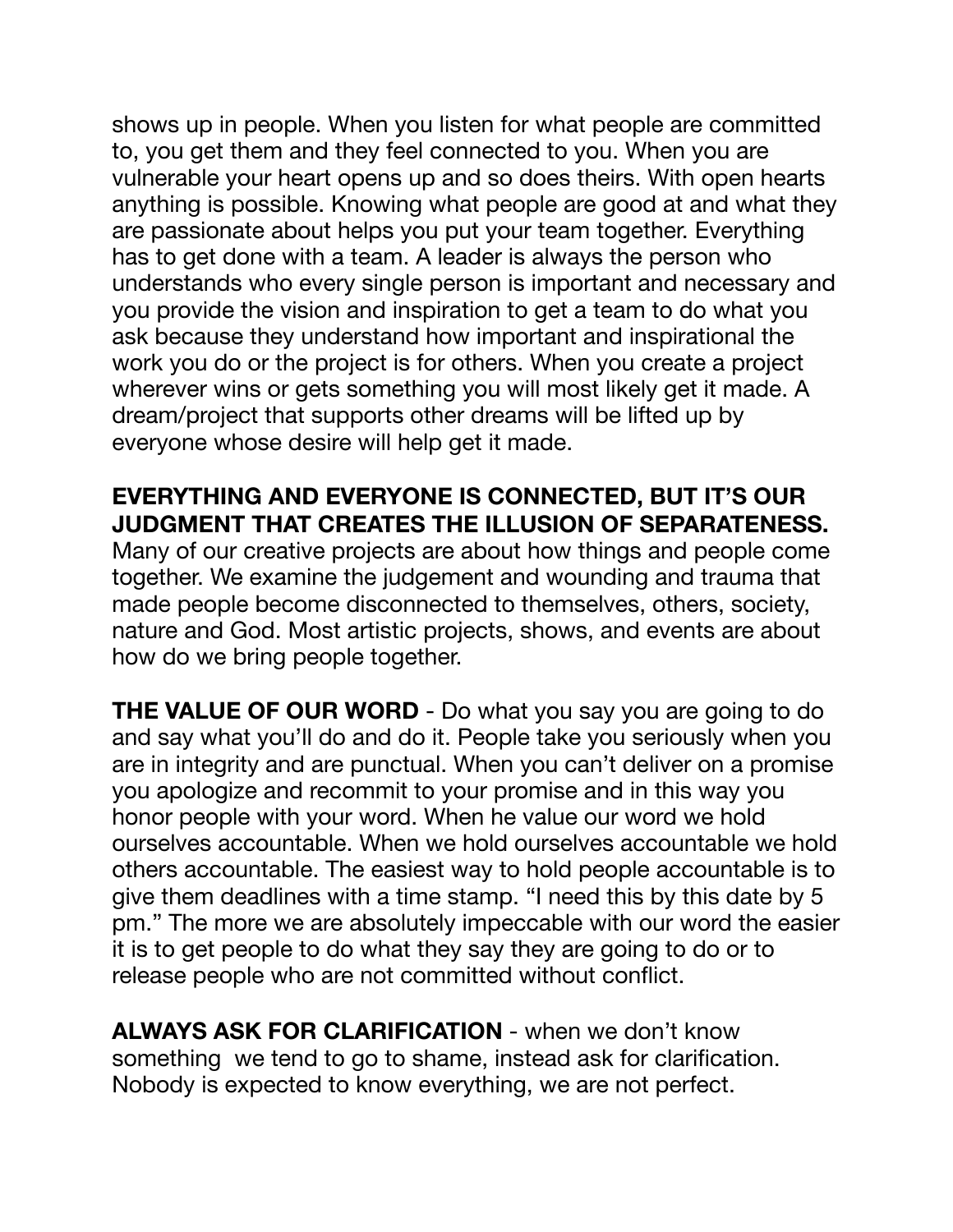shows up in people. When you listen for what people are committed to, you get them and they feel connected to you. When you are vulnerable your heart opens up and so does theirs. With open hearts anything is possible. Knowing what people are good at and what they are passionate about helps you put your team together. Everything has to get done with a team. A leader is always the person who understands who every single person is important and necessary and you provide the vision and inspiration to get a team to do what you ask because they understand how important and inspirational the work you do or the project is for others. When you create a project wherever wins or gets something you will most likely get it made. A dream/project that supports other dreams will be lifted up by everyone whose desire will help get it made.

**EVERYTHING AND EVERYONE IS CONNECTED, BUT IT'S OUR JUDGMENT THAT CREATES THE ILLUSION OF SEPARATENESS.** Many of our creative projects are about how things and people come together. We examine the judgement and wounding and trauma that made people become disconnected to themselves, others, society, nature and God. Most artistic projects, shows, and events are about how do we bring people together.

**THE VALUE OF OUR WORD** - Do what you say you are going to do and say what you'll do and do it. People take you seriously when you are in integrity and are punctual. When you can't deliver on a promise you apologize and recommit to your promise and in this way you honor people with your word. When he value our word we hold ourselves accountable. When we hold ourselves accountable we hold others accountable. The easiest way to hold people accountable is to give them deadlines with a time stamp. "I need this by this date by 5 pm." The more we are absolutely impeccable with our word the easier it is to get people to do what they say they are going to do or to release people who are not committed without conflict.

**ALWAYS ASK FOR CLARIFICATION** - when we don't know something  we tend to go to shame, instead ask for clarification. Nobody is expected to know everything, we are not perfect.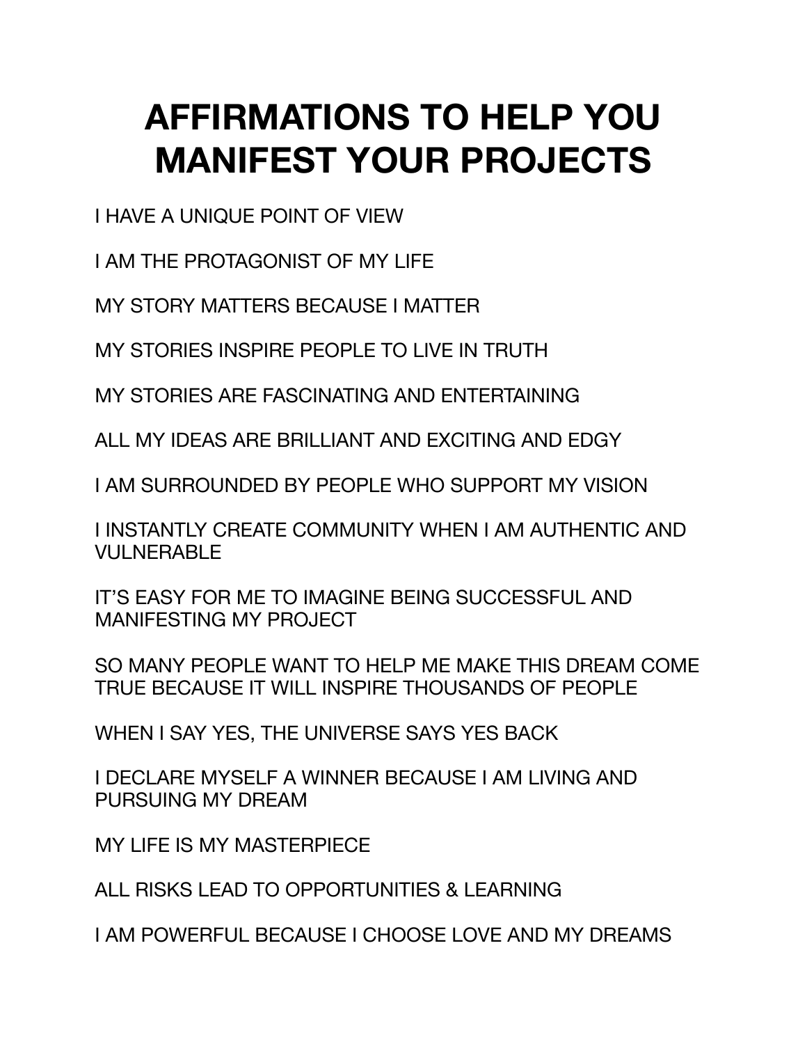# AFFIRMATIONS TO HELP YOU MANIFEST YOUR PROJECTS

I HAVE A UNIQUE POINT OF VIEW

I AM THE PROTAGONIST OF MY LIFE

MY STORY MATTERS BECAUSE I MATTER

MY STORIES INSPIRE PEOPLE TO LIVE IN TRUTH

MY STORIES ARE FASCINATING AND ENTERTAINING

ALL MY IDEAS ARE BRILLIANT AND EXCITING AND EDGY

I AM SURROUNDED BY PEOPLE WHO SUPPORT MY VISION

I INSTANTLY CREATE COMMUNITY WHEN I AM AUTHENTIC AND VULNERABLE

IT'S EASY FOR ME TO IMAGINE BEING SUCCESSFUL AND MANIFESTING MY PROJECT

SO MANY PEOPLE WANT TO HELP ME MAKE THIS DREAM COME TRUE BECAUSE IT WILL INSPIRE THOUSANDS OF PEOPLE

WHEN I SAY YES, THE UNIVERSE SAYS YES BACK

I DECLARE MYSELF A WINNER BECAUSE I AM LIVING AND PURSUING MY DREAM

MY LIFE IS MY MASTERPIECE

ALL RISKS LEAD TO OPPORTUNITIES & LEARNING

I AM POWERFUL BECAUSE I CHOOSE LOVE AND MY DREAMS